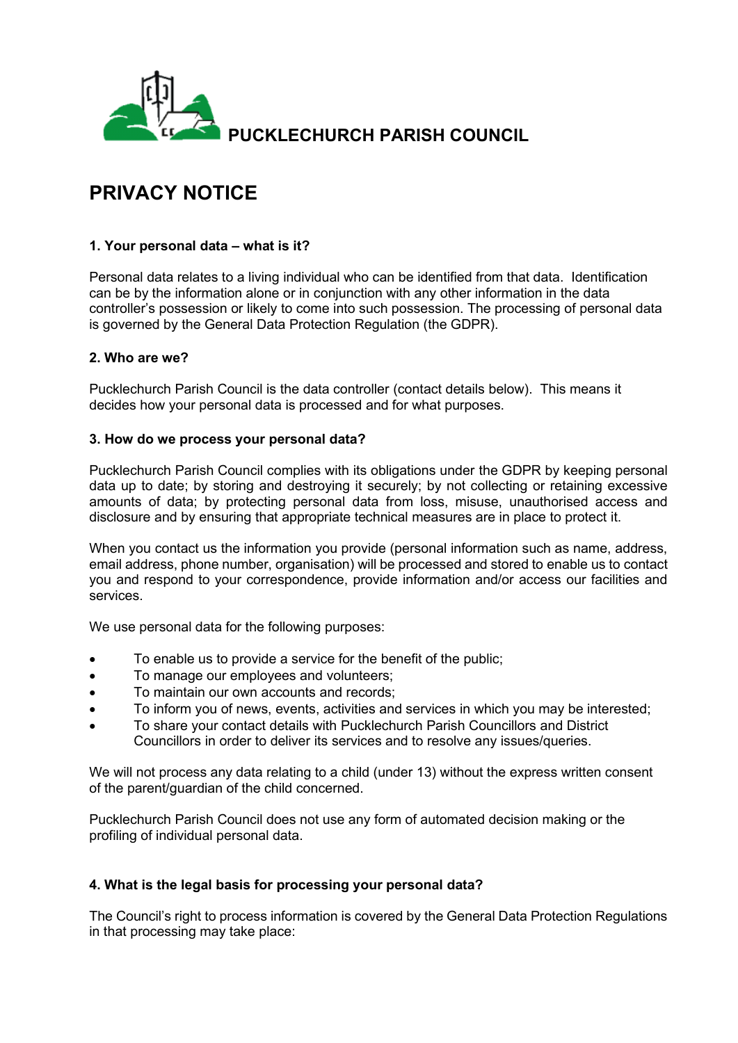**PUCKLECHURCH PARISH COUNCIL**

# PRIVACY NOTICE

### 1. Your personal data – what is it?

Personal data relates to a living individual who can be identified from that data. Identification can be by the information alone or in conjunction with any other information in the data controller's possession or likely to come into such possession. The processing of personal data is governed by the General Data Protection Regulation (the GDPR).

### 2. Who are we?

Pucklechurch Parish Council is the data controller (contact details below). This means it decides how your personal data is processed and for what purposes.

### 3. How do we process your personal data?

Pucklechurch Parish Council complies with its obligations under the GDPR by keeping personal data up to date; by storing and destroying it securely; by not collecting or retaining excessive amounts of data; by protecting personal data from loss, misuse, unauthorised access and disclosure and by ensuring that appropriate technical measures are in place to protect it.

When you contact us the information you provide (personal information such as name, address, email address, phone number, organisation) will be processed and stored to enable us to contact you and respond to your correspondence, provide information and/or access our facilities and services.

We use personal data for the following purposes:

- To enable us to provide a service for the benefit of the public;
- To manage our employees and volunteers;
- To maintain our own accounts and records;
- To inform you of news, events, activities and services in which you may be interested;
- To share your contact details with Pucklechurch Parish Councillors and District Councillors in order to deliver its services and to resolve any issues/queries.

We will not process any data relating to a child (under 13) without the express written consent of the parent/guardian of the child concerned.

Pucklechurch Parish Council does not use any form of automated decision making or the profiling of individual personal data.

### 4. What is the legal basis for processing your personal data?

The Council's right to process information is covered by the General Data Protection Regulations in that processing may take place: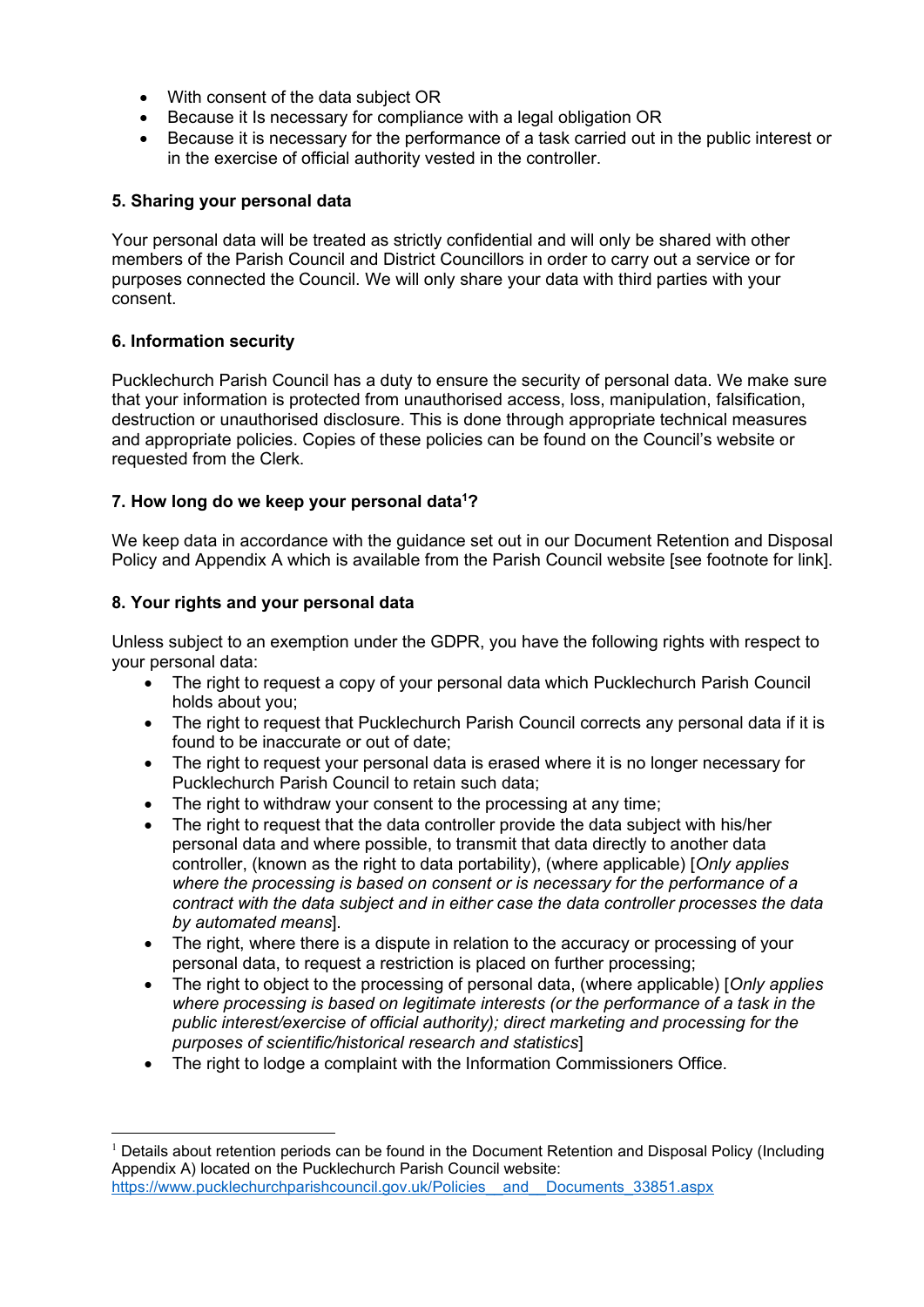- With consent of the data subject OR
- Because it Is necessary for compliance with a legal obligation OR
- Because it is necessary for the performance of a task carried out in the public interest or in the exercise of official authority vested in the controller.

**5. Sharing your personal data**

Your personal data will be treated as strictly confidential and will only be shared with other members of the Parish Council and District Councillors in order to carry out a service or for purposes connected the Council. We will only share your data with third parties with your consent.

**6. Information security**

Pucklechurch Parish Council has a duty to ensure the security of personal data. We make sure that your information is protected from unauthorised access, loss, manipulation, falsification, destruction or unauthorised disclosure. This is done through appropriate technical measures and appropriate policies. Copies of these policies can be found on the Council's website or requested from the Clerk.

**7. How long do we keep your personal data[1]?**

We keep data in accordance with the guidance set out in our Document Retention and Disposal Policy and Appendix A which is available from the Parish Council website [see footnote for link].

**8. Your rights and your personal data**

Unless subject to an exemption under the GDPR, you have the following rights with respect to your personal data:

- The right to request a copy of your personal data which Pucklechurch Parish Council holds about you;
- The right to request that Pucklechurch Parish Council corrects any personal data if it is found to be inaccurate or out of date;
- The right to request your personal data is erased where it is no longer necessary for Pucklechurch Parish Council to retain such data;
- The right to withdraw your consent to the processing at any time;
- The right to request that the data controller provide the data subject with his/her personal data and where possible, to transmit that data directly to another data controller, (known as the right to data portability), (where applicable) [*Only applies where the processing is based on consent or is necessary for the performance of a contract with the data subject and in either case the data controller processes the data by automated means*].
- The right, where there is a dispute in relation to the accuracy or processing of your personal data, to request a restriction is placed on further processing;
- The right to object to the processing of personal data, (where applicable) [*Only applies where processing is based on legitimate interests (or the performance of a task in the public interest/exercise of official authority); direct marketing and processing for the purposes of scientific/historical research and statistics*]
- The right to lodge a complaint with the Information Commissioners Office.

---

[1] Details about retention periods can be found in the Document Retention and Disposal Policy (Including Appendix A) located on the Pucklechurch Parish Council website: https://www.pucklechurchparishcouncil.gov.uk/Policies__and__Documents_33851.aspx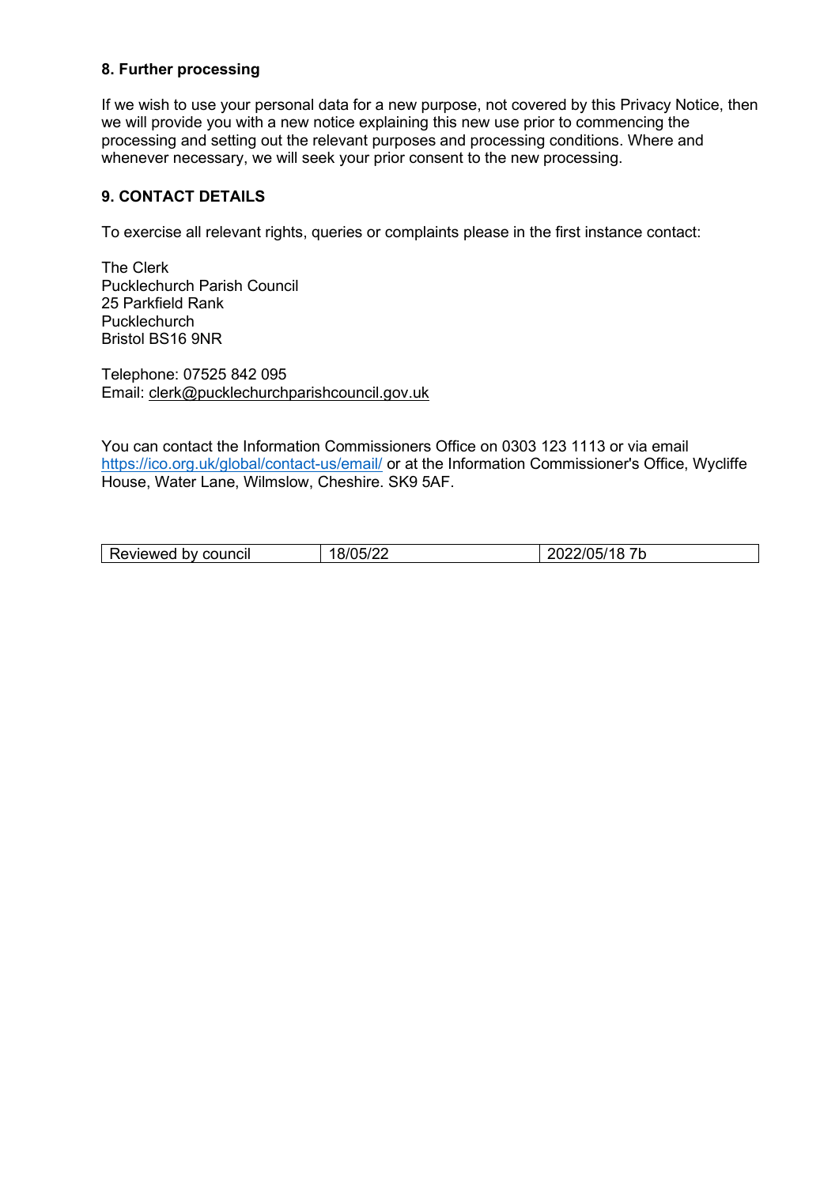### 8. Further processing

If we wish to use your personal data for a new purpose, not covered by this Privacy Notice, then we will provide you with a new notice explaining this new use prior to commencing the processing and setting out the relevant purposes and processing conditions. Where and whenever necessary, we will seek your prior consent to the new processing.

### 9. CONTACT DETAILS

To exercise all relevant rights, queries or complaints please in the first instance contact:

The Clerk  
Pucklechurch Parish Council  
25 Parkfield Rank  
Pucklechurch  
Bristol BS16 9NR

Telephone: 07525 842 095  
Email: clerk@pucklechurchparishcouncil.gov.uk

You can contact the Information Commissioners Office on 0303 123 1113 or via email https://ico.org.uk/global/contact-us/email/ or at the Information Commissioner's Office, Wycliffe House, Water Lane, Wilmslow, Cheshire. SK9 5AF.

| | | |
|---|---|---|
| Reviewed by council | 18/05/22 | 2022/05/18 7b |